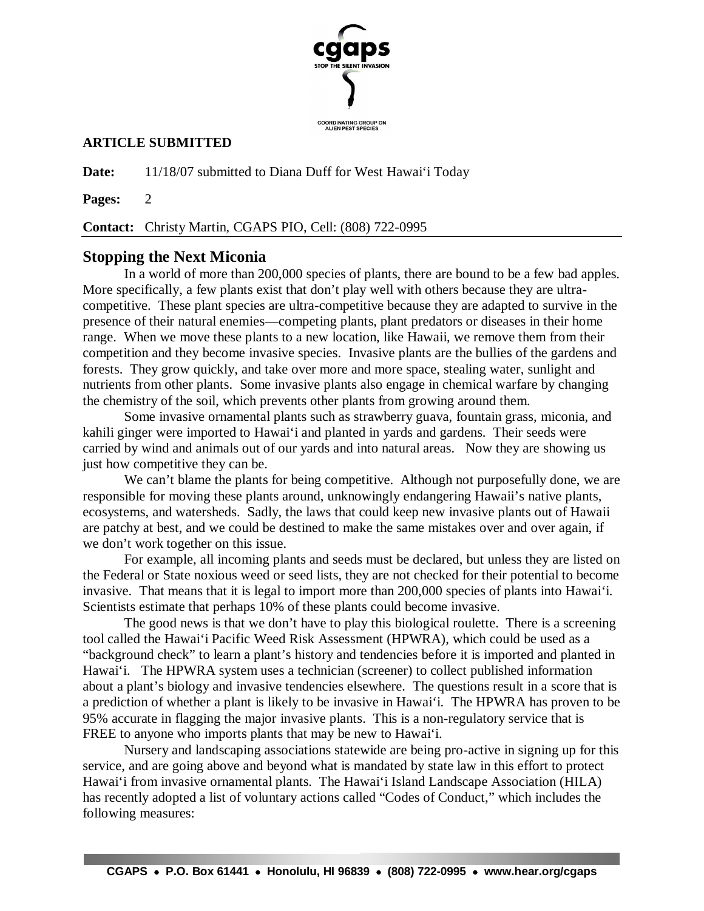**ARTICLE SUBMITTED**

**Date:** 11/18/07 submitted to Diana Duff for West Hawai'i Today

**Pages:** 2

**Contact:** Christy Martin, CGAPS PIO, Cell: (808) 722-0995

## Stopping the Next Miconia

In a world of more than 200,000 species of plants, there are bound to be a few bad apples. More specifically, a few plants exist that don't play well with others because they are ultra-competitive. These plant species are ultra-competitive because they are adapted to survive in the presence of their natural enemies—competing plants, plant predators or diseases in their home range. When we move these plants to a new location, like Hawaii, we remove them from their competition and they become invasive species. Invasive plants are the bullies of the gardens and forests. They grow quickly, and take over more and more space, stealing water, sunlight and nutrients from other plants. Some invasive plants also engage in chemical warfare by changing the chemistry of the soil, which prevents other plants from growing around them.

Some invasive ornamental plants such as strawberry guava, fountain grass, miconia, and kahili ginger were imported to Hawai'i and planted in yards and gardens. Their seeds were carried by wind and animals out of our yards and into natural areas. Now they are showing us just how competitive they can be.

We can't blame the plants for being competitive. Although not purposefully done, we are responsible for moving these plants around, unknowingly endangering Hawaii's native plants, ecosystems, and watersheds. Sadly, the laws that could keep new invasive plants out of Hawaii are patchy at best, and we could be destined to make the same mistakes over and over again, if we don't work together on this issue.

For example, all incoming plants and seeds must be declared, but unless they are listed on the Federal or State noxious weed or seed lists, they are not checked for their potential to become invasive. That means that it is legal to import more than 200,000 species of plants into Hawai'i. Scientists estimate that perhaps 10% of these plants could become invasive.

The good news is that we don't have to play this biological roulette. There is a screening tool called the Hawai'i Pacific Weed Risk Assessment (HPWRA), which could be used as a "background check" to learn a plant's history and tendencies before it is imported and planted in Hawai'i. The HPWRA system uses a technician (screener) to collect published information about a plant's biology and invasive tendencies elsewhere. The questions result in a score that is a prediction of whether a plant is likely to be invasive in Hawai'i. The HPWRA has proven to be 95% accurate in flagging the major invasive plants. This is a non-regulatory service that is FREE to anyone who imports plants that may be new to Hawai'i.

Nursery and landscaping associations statewide are being pro-active in signing up for this service, and are going above and beyond what is mandated by state law in this effort to protect Hawai'i from invasive ornamental plants. The Hawai'i Island Landscape Association (HILA) has recently adopted a list of voluntary actions called "Codes of Conduct," which includes the following measures: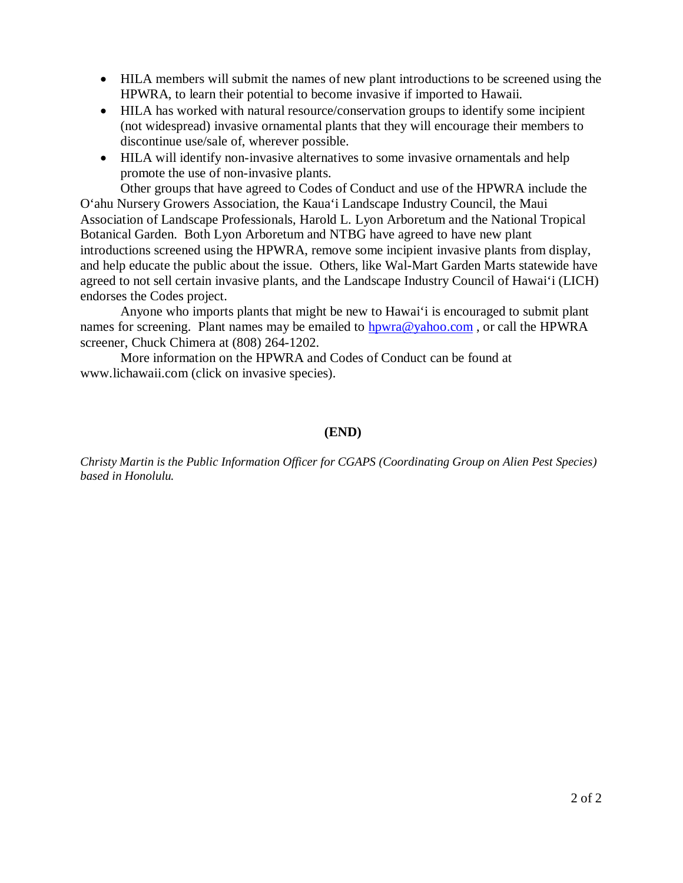- HILA members will submit the names of new plant introductions to be screened using the HPWRA, to learn their potential to become invasive if imported to Hawaii.
- HILA has worked with natural resource/conservation groups to identify some incipient (not widespread) invasive ornamental plants that they will encourage their members to discontinue use/sale of, wherever possible.
- HILA will identify non-invasive alternatives to some invasive ornamentals and help promote the use of non-invasive plants.

Other groups that have agreed to Codes of Conduct and use of the HPWRA include the O'ahu Nursery Growers Association, the Kaua'i Landscape Industry Council, the Maui Association of Landscape Professionals, Harold L. Lyon Arboretum and the National Tropical Botanical Garden. Both Lyon Arboretum and NTBG have agreed to have new plant introductions screened using the HPWRA, remove some incipient invasive plants from display, and help educate the public about the issue. Others, like Wal-Mart Garden Marts statewide have agreed to not sell certain invasive plants, and the Landscape Industry Council of Hawai'i (LICH) endorses the Codes project.

Anyone who imports plants that might be new to Hawai'i is encouraged to submit plant names for screening. Plant names may be emailed to hpwra@yahoo.com , or call the HPWRA screener, Chuck Chimera at (808) 264-1202.

More information on the HPWRA and Codes of Conduct can be found at www.lichawaii.com (click on invasive species).

**(END)**

*Christy Martin is the Public Information Officer for CGAPS (Coordinating Group on Alien Pest Species) based in Honolulu.*